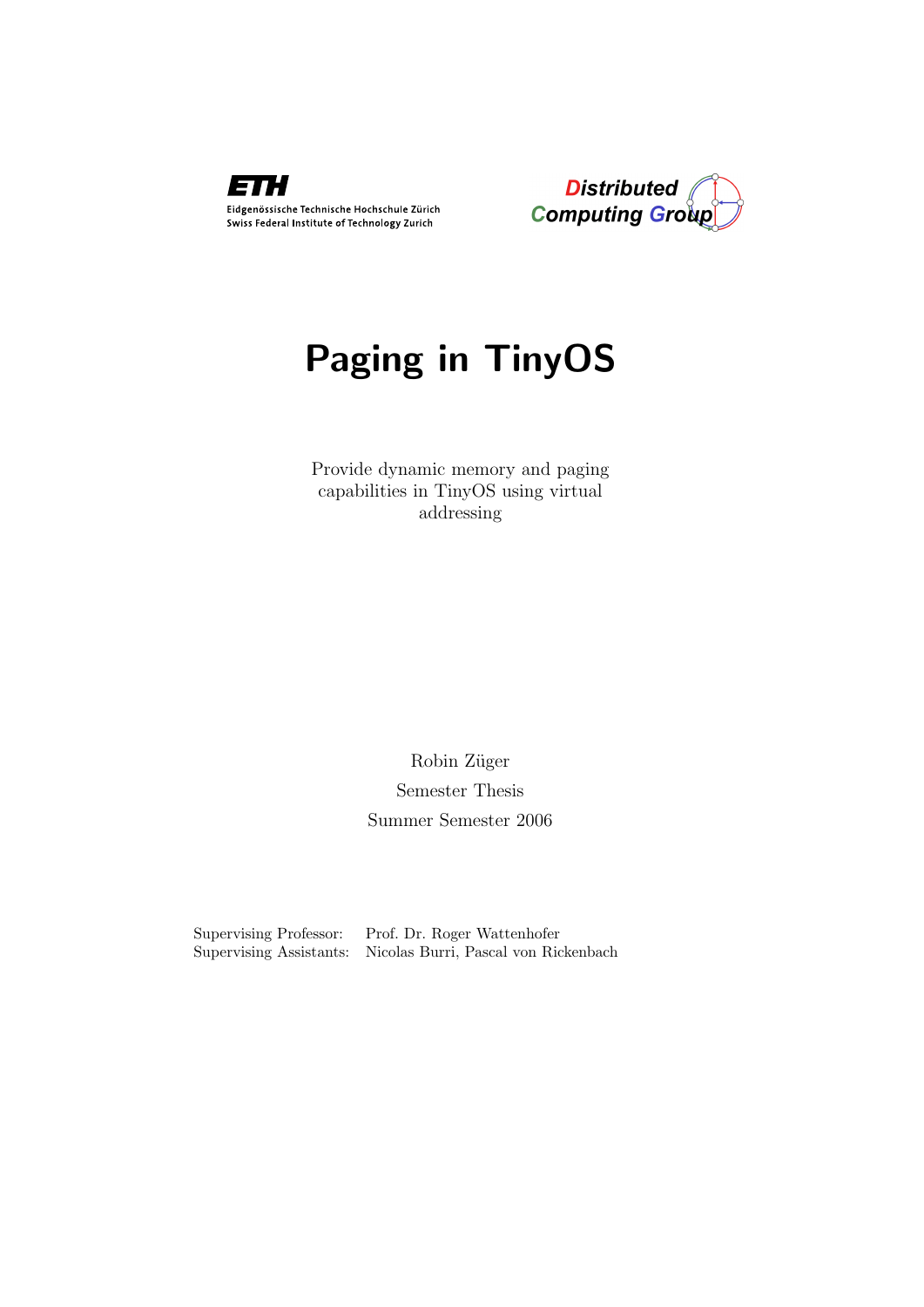ETH

Eidgenössische Technische Hochschule Zürich
Swiss Federal Institute of Technology Zurich

Distributed Computing Group

# Paging in TinyOS

Provide dynamic memory and paging capabilities in TinyOS using virtual addressing

Robin Züger

Semester Thesis

Summer Semester 2006

| | |
|---|---|
| Supervising Professor: | Prof. Dr. Roger Wattenhofer |
| Supervising Assistants: | Nicolas Burri, Pascal von Rickenbach |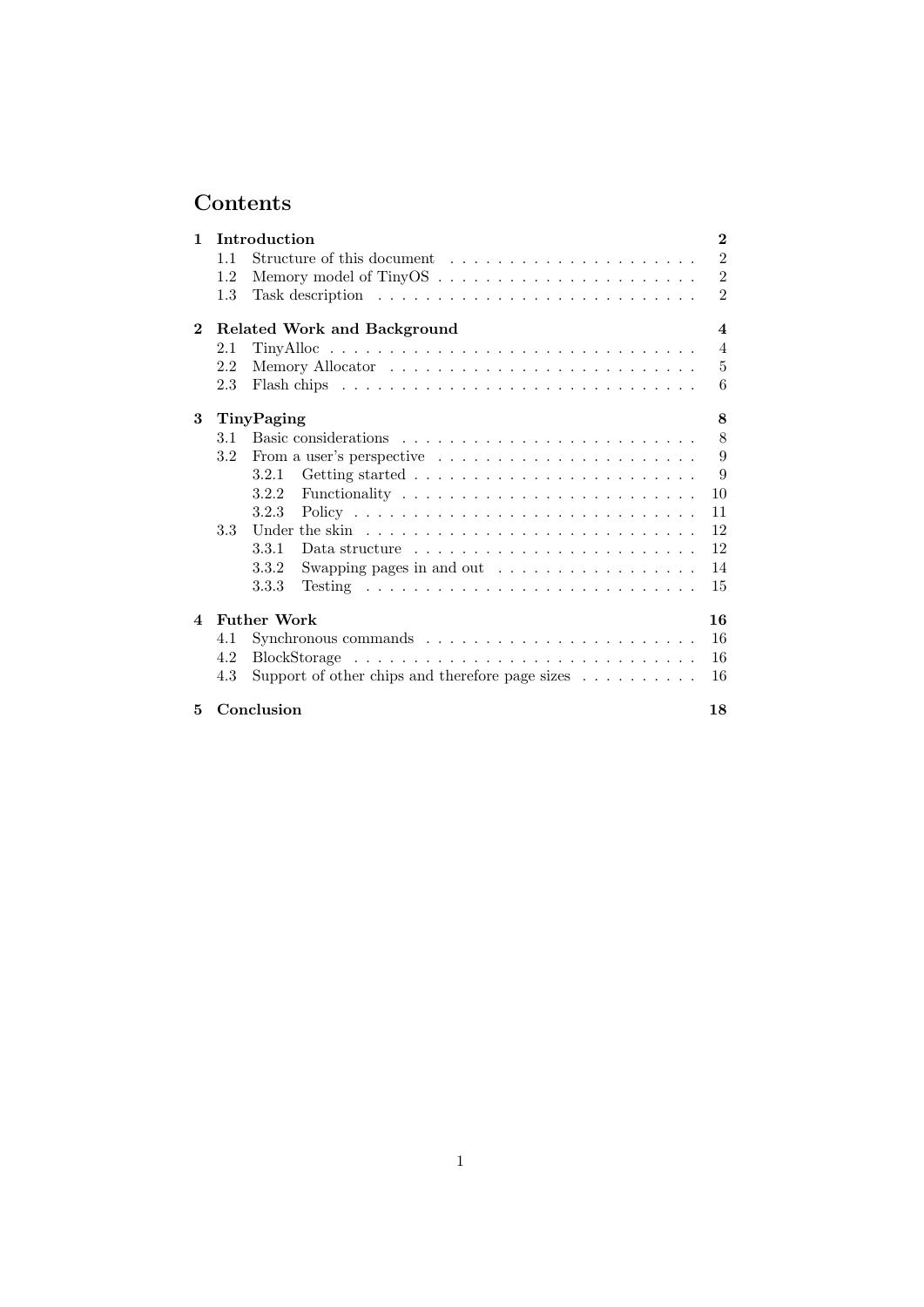# Contents

**1 Introduction** **2**
- 1.1 Structure of this document . . . . . . . . . . . . . . . . . . . . . . 2
- 1.2 Memory model of TinyOS . . . . . . . . . . . . . . . . . . . . . . 2
- 1.3 Task description . . . . . . . . . . . . . . . . . . . . . . . . . . . 2

**2 Related Work and Background** **4**
- 2.1 TinyAlloc . . . . . . . . . . . . . . . . . . . . . . . . . . . . . . . 4
- 2.2 Memory Allocator . . . . . . . . . . . . . . . . . . . . . . . . . . 5
- 2.3 Flash chips . . . . . . . . . . . . . . . . . . . . . . . . . . . . . . 6

**3 TinyPaging** **8**
- 3.1 Basic considerations . . . . . . . . . . . . . . . . . . . . . . . . . 8
- 3.2 From a user's perspective . . . . . . . . . . . . . . . . . . . . . . 9
  - 3.2.1 Getting started . . . . . . . . . . . . . . . . . . . . . . . . 9
  - 3.2.2 Functionality . . . . . . . . . . . . . . . . . . . . . . . . . 10
  - 3.2.3 Policy . . . . . . . . . . . . . . . . . . . . . . . . . . . . . 11
- 3.3 Under the skin . . . . . . . . . . . . . . . . . . . . . . . . . . . . 12
  - 3.3.1 Data structure . . . . . . . . . . . . . . . . . . . . . . . . 12
  - 3.3.2 Swapping pages in and out . . . . . . . . . . . . . . . . . 14
  - 3.3.3 Testing . . . . . . . . . . . . . . . . . . . . . . . . . . . . 15

**4 Futher Work** **16**
- 4.1 Synchronous commands . . . . . . . . . . . . . . . . . . . . . . . 16
- 4.2 BlockStorage . . . . . . . . . . . . . . . . . . . . . . . . . . . . . 16
- 4.3 Support of other chips and therefore page sizes . . . . . . . . . . 16

**5 Conclusion** **18**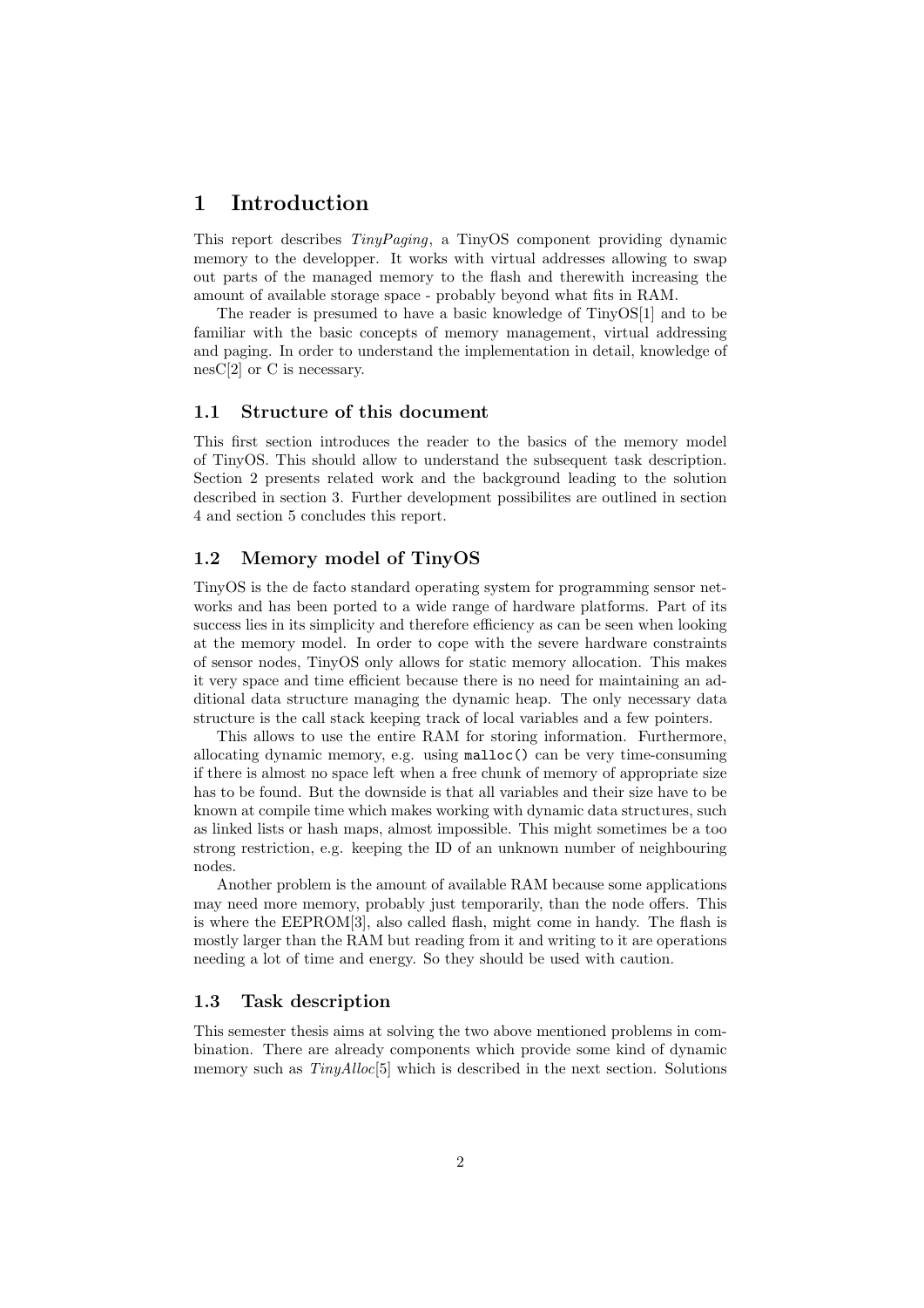# 1 Introduction

This report describes *TinyPaging*, a TinyOS component providing dynamic memory to the developper. It works with virtual addresses allowing to swap out parts of the managed memory to the flash and therewith increasing the amount of available storage space - probably beyond what fits in RAM.

The reader is presumed to have a basic knowledge of TinyOS[1] and to be familiar with the basic concepts of memory management, virtual addressing and paging. In order to understand the implementation in detail, knowledge of nesC[2] or C is necessary.

## 1.1 Structure of this document

This first section introduces the reader to the basics of the memory model of TinyOS. This should allow to understand the subsequent task description. Section 2 presents related work and the background leading to the solution described in section 3. Further development possibilites are outlined in section 4 and section 5 concludes this report.

## 1.2 Memory model of TinyOS

TinyOS is the de facto standard operating system for programming sensor networks and has been ported to a wide range of hardware platforms. Part of its success lies in its simplicity and therefore efficiency as can be seen when looking at the memory model. In order to cope with the severe hardware constraints of sensor nodes, TinyOS only allows for static memory allocation. This makes it very space and time efficient because there is no need for maintaining an additional data structure managing the dynamic heap. The only necessary data structure is the call stack keeping track of local variables and a few pointers.

This allows to use the entire RAM for storing information. Furthermore, allocating dynamic memory, e.g. using `malloc()` can be very time-consuming if there is almost no space left when a free chunk of memory of appropriate size has to be found. But the downside is that all variables and their size have to be known at compile time which makes working with dynamic data structures, such as linked lists or hash maps, almost impossible. This might sometimes be a too strong restriction, e.g. keeping the ID of an unknown number of neighbouring nodes.

Another problem is the amount of available RAM because some applications may need more memory, probably just temporarily, than the node offers. This is where the EEPROM[3], also called flash, might come in handy. The flash is mostly larger than the RAM but reading from it and writing to it are operations needing a lot of time and energy. So they should be used with caution.

## 1.3 Task description

This semester thesis aims at solving the two above mentioned problems in combination. There are already components which provide some kind of dynamic memory such as *TinyAlloc*[5] which is described in the next section. Solutions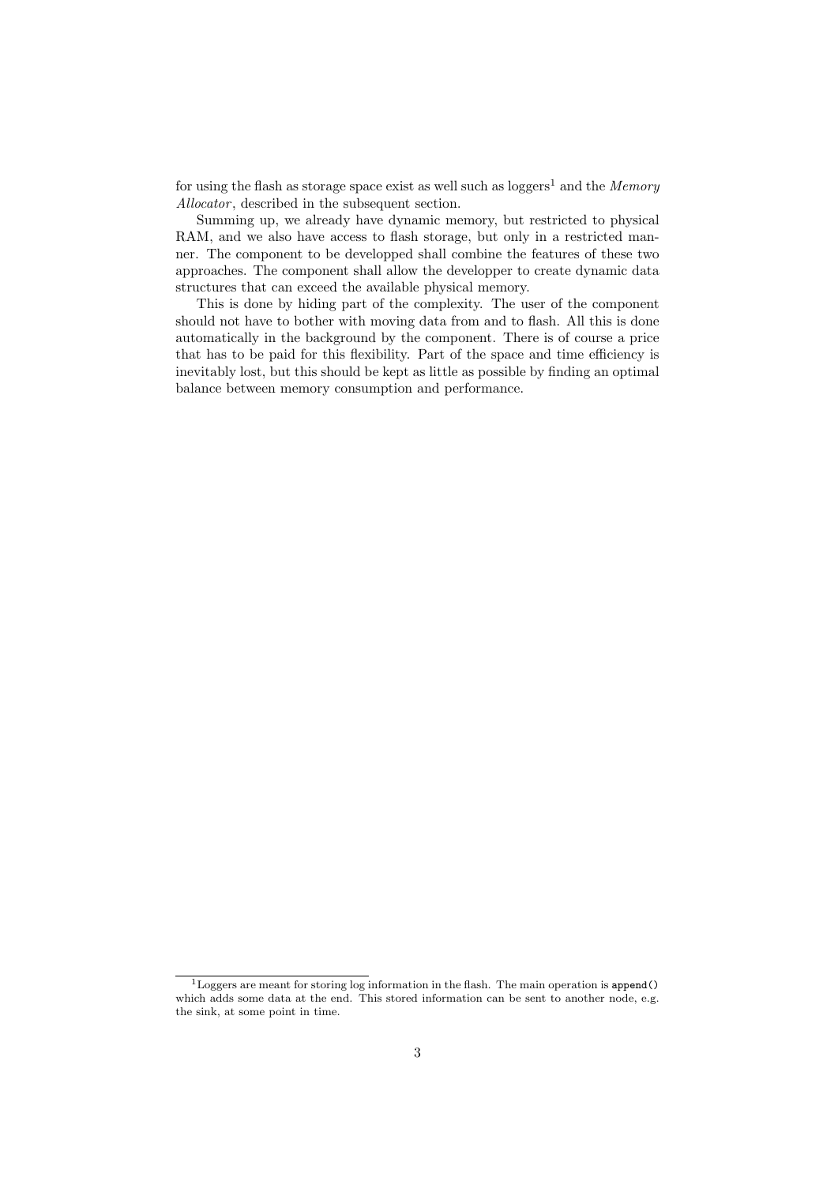for using the flash as storage space exist as well such as loggers[1] and the *Memory Allocator*, described in the subsequent section.

Summing up, we already have dynamic memory, but restricted to physical RAM, and we also have access to flash storage, but only in a restricted manner. The component to be developped shall combine the features of these two approaches. The component shall allow the developper to create dynamic data structures that can exceed the available physical memory.

This is done by hiding part of the complexity. The user of the component should not have to bother with moving data from and to flash. All this is done automatically in the background by the component. There is of course a price that has to be paid for this flexibility. Part of the space and time efficiency is inevitably lost, but this should be kept as little as possible by finding an optimal balance between memory consumption and performance.

[1] Loggers are meant for storing log information in the flash. The main operation is `append()` which adds some data at the end. This stored information can be sent to another node, e.g. the sink, at some point in time.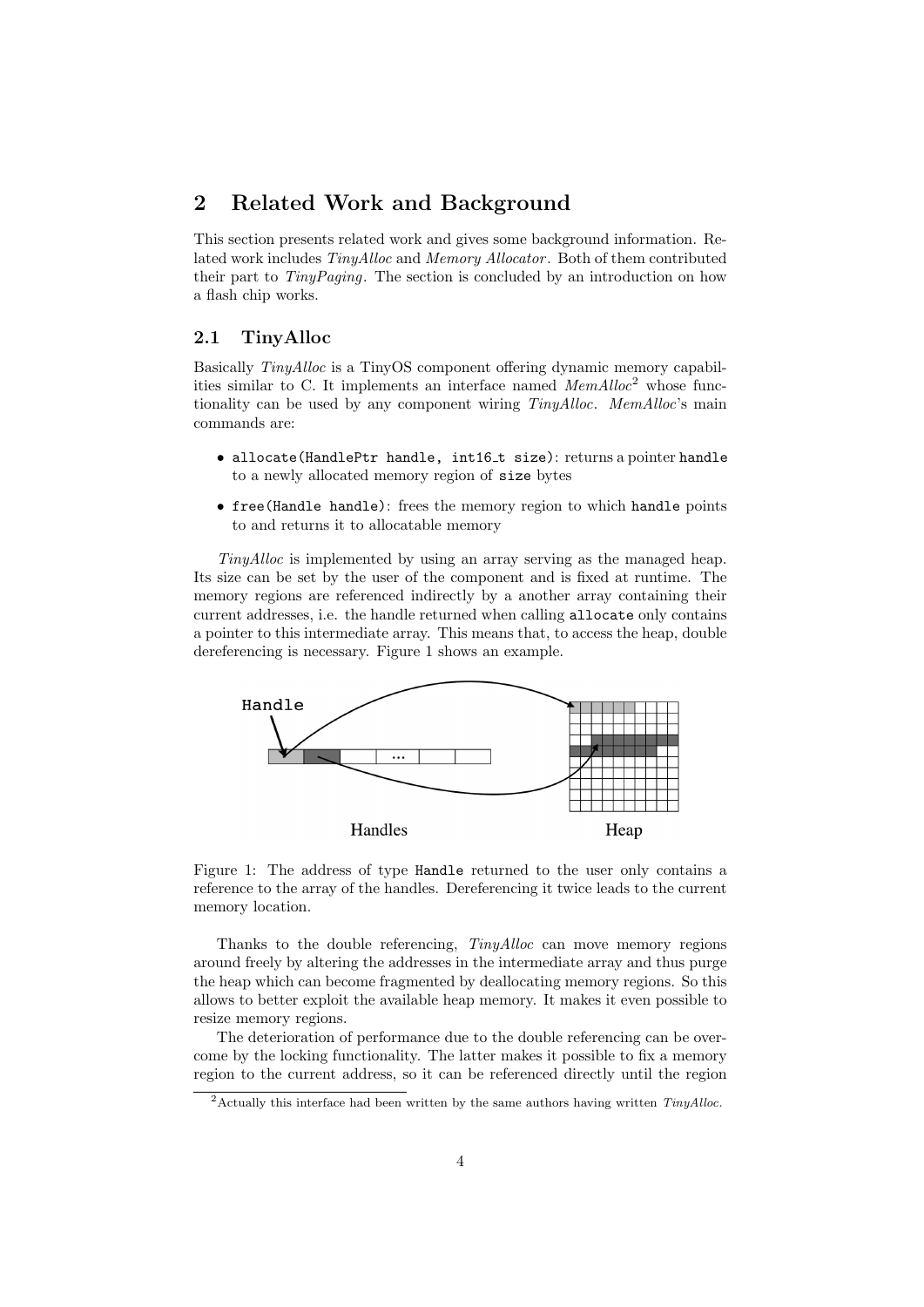## 2 Related Work and Background

This section presents related work and gives some background information. Related work includes *TinyAlloc* and *Memory Allocator*. Both of them contributed their part to *TinyPaging*. The section is concluded by an introduction on how a flash chip works.

### 2.1 TinyAlloc

Basically *TinyAlloc* is a TinyOS component offering dynamic memory capabilities similar to C. It implements an interface named *MemAlloc*[2] whose functionality can be used by any component wiring *TinyAlloc*. *MemAlloc*'s main commands are:

- `allocate(HandlePtr handle, int16_t size)`: returns a pointer `handle` to a newly allocated memory region of `size` bytes
- `free(Handle handle)`: frees the memory region to which `handle` points to and returns it to allocatable memory

*TinyAlloc* is implemented by using an array serving as the managed heap. Its size can be set by the user of the component and is fixed at runtime. The memory regions are referenced indirectly by a another array containing their current addresses, i.e. the handle returned when calling `allocate` only contains a pointer to this intermediate array. This means that, to access the heap, double dereferencing is necessary. Figure 1 shows an example.

Handle

Handles

Heap

Figure 1: The address of type `Handle` returned to the user only contains a reference to the array of the handles. Dereferencing it twice leads to the current memory location.

Thanks to the double referencing, *TinyAlloc* can move memory regions around freely by altering the addresses in the intermediate array and thus purge the heap which can become fragmented by deallocating memory regions. So this allows to better exploit the available heap memory. It makes it even possible to resize memory regions.

The deterioration of performance due to the double referencing can be overcome by the locking functionality. The latter makes it possible to fix a memory region to the current address, so it can be referenced directly until the region

[2] Actually this interface had been written by the same authors having written *TinyAlloc*.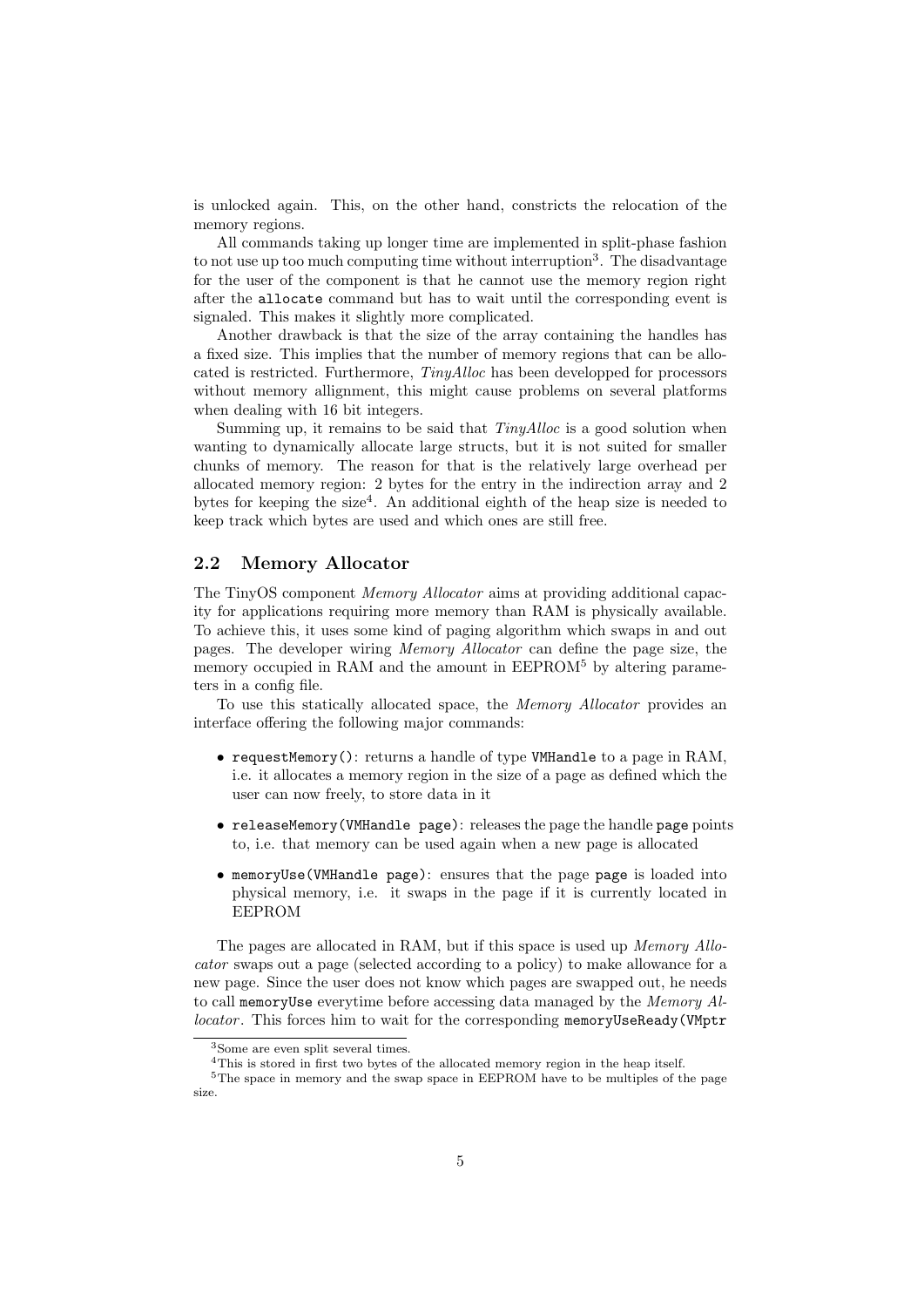is unlocked again. This, on the other hand, constricts the relocation of the memory regions.

All commands taking up longer time are implemented in split-phase fashion to not use up too much computing time without interruption[3]. The disadvantage for the user of the component is that he cannot use the memory region right after the `allocate` command but has to wait until the corresponding event is signaled. This makes it slightly more complicated.

Another drawback is that the size of the array containing the handles has a fixed size. This implies that the number of memory regions that can be allocated is restricted. Furthermore, *TinyAlloc* has been developped for processors without memory allignment, this might cause problems on several platforms when dealing with 16 bit integers.

Summing up, it remains to be said that *TinyAlloc* is a good solution when wanting to dynamically allocate large structs, but it is not suited for smaller chunks of memory. The reason for that is the relatively large overhead per allocated memory region: 2 bytes for the entry in the indirection array and 2 bytes for keeping the size[4]. An additional eighth of the heap size is needed to keep track which bytes are used and which ones are still free.

## 2.2 Memory Allocator

The TinyOS component *Memory Allocator* aims at providing additional capacity for applications requiring more memory than RAM is physically available. To achieve this, it uses some kind of paging algorithm which swaps in and out pages. The developer wiring *Memory Allocator* can define the page size, the memory occupied in RAM and the amount in EEPROM[5] by altering parameters in a config file.

To use this statically allocated space, the *Memory Allocator* provides an interface offering the following major commands:

- `requestMemory()`: returns a handle of type `VMHandle` to a page in RAM, i.e. it allocates a memory region in the size of a page as defined which the user can now freely, to store data in it
- `releaseMemory(VMHandle page)`: releases the page the handle `page` points to, i.e. that memory can be used again when a new page is allocated
- `memoryUse(VMHandle page)`: ensures that the page `page` is loaded into physical memory, i.e. it swaps in the page if it is currently located in EEPROM

The pages are allocated in RAM, but if this space is used up *Memory Allocator* swaps out a page (selected according to a policy) to make allowance for a new page. Since the user does not know which pages are swapped out, he needs to call `memoryUse` everytime before accessing data managed by the *Memory Allocator*. This forces him to wait for the corresponding `memoryUseReady(VMptr`

[3] Some are even split several times.

[4] This is stored in first two bytes of the allocated memory region in the heap itself.

[5] The space in memory and the swap space in EEPROM have to be multiples of the page size.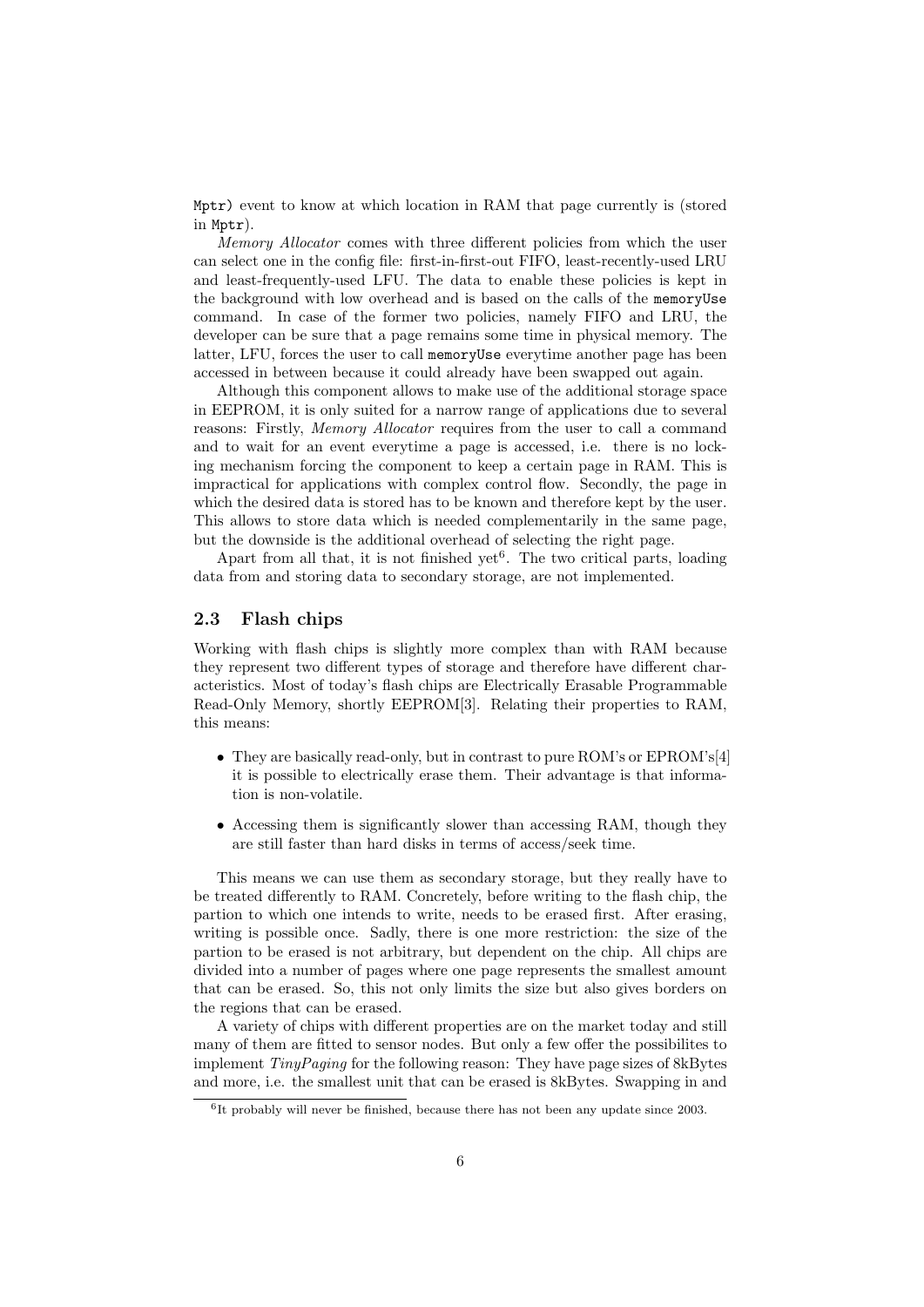Mptr) event to know at which location in RAM that page currently is (stored in Mptr).

*Memory Allocator* comes with three different policies from which the user can select one in the config file: first-in-first-out FIFO, least-recently-used LRU and least-frequently-used LFU. The data to enable these policies is kept in the background with low overhead and is based on the calls of the memoryUse command. In case of the former two policies, namely FIFO and LRU, the developer can be sure that a page remains some time in physical memory. The latter, LFU, forces the user to call memoryUse everytime another page has been accessed in between because it could already have been swapped out again.

Although this component allows to make use of the additional storage space in EEPROM, it is only suited for a narrow range of applications due to several reasons: Firstly, *Memory Allocator* requires from the user to call a command and to wait for an event everytime a page is accessed, i.e. there is no locking mechanism forcing the component to keep a certain page in RAM. This is impractical for applications with complex control flow. Secondly, the page in which the desired data is stored has to be known and therefore kept by the user. This allows to store data which is needed complementarily in the same page, but the downside is the additional overhead of selecting the right page.

Apart from all that, it is not finished yet[6]. The two critical parts, loading data from and storing data to secondary storage, are not implemented.

## 2.3 Flash chips

Working with flash chips is slightly more complex than with RAM because they represent two different types of storage and therefore have different characteristics. Most of today's flash chips are Electrically Erasable Programmable Read-Only Memory, shortly EEPROM[3]. Relating their properties to RAM, this means:

- They are basically read-only, but in contrast to pure ROM's or EPROM's[4] it is possible to electrically erase them. Their advantage is that information is non-volatile.
- Accessing them is significantly slower than accessing RAM, though they are still faster than hard disks in terms of access/seek time.

This means we can use them as secondary storage, but they really have to be treated differently to RAM. Concretely, before writing to the flash chip, the partion to which one intends to write, needs to be erased first. After erasing, writing is possible once. Sadly, there is one more restriction: the size of the partion to be erased is not arbitrary, but dependent on the chip. All chips are divided into a number of pages where one page represents the smallest amount that can be erased. So, this not only limits the size but also gives borders on the regions that can be erased.

A variety of chips with different properties are on the market today and still many of them are fitted to sensor nodes. But only a few offer the possibilites to implement *TinyPaging* for the following reason: They have page sizes of 8kBytes and more, i.e. the smallest unit that can be erased is 8kBytes. Swapping in and

[6] It probably will never be finished, because there has not been any update since 2003.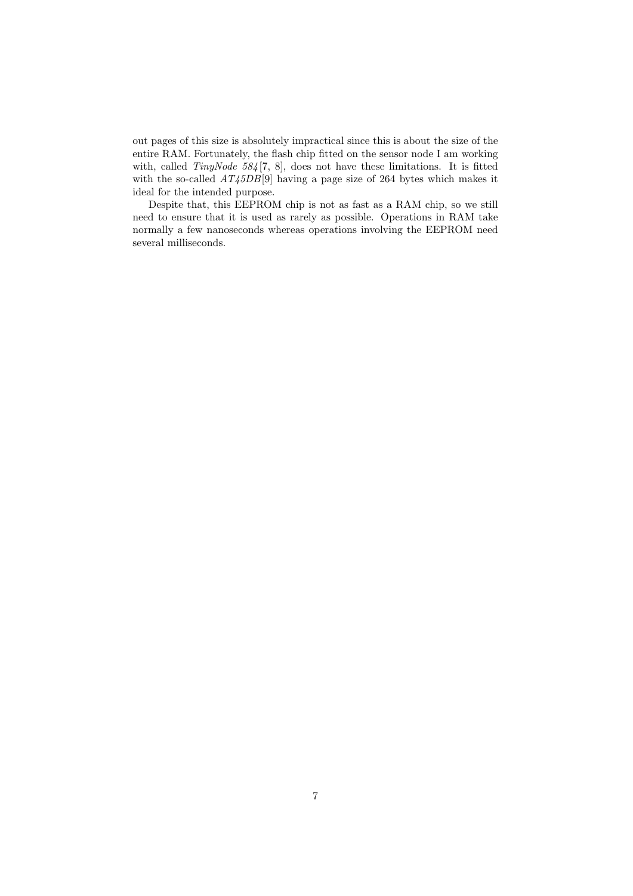out pages of this size is absolutely impractical since this is about the size of the entire RAM. Fortunately, the flash chip fitted on the sensor node I am working with, called *TinyNode 584*[7, 8], does not have these limitations. It is fitted with the so-called *AT45DB*[9] having a page size of 264 bytes which makes it ideal for the intended purpose.

Despite that, this EEPROM chip is not as fast as a RAM chip, so we still need to ensure that it is used as rarely as possible. Operations in RAM take normally a few nanoseconds whereas operations involving the EEPROM need several milliseconds.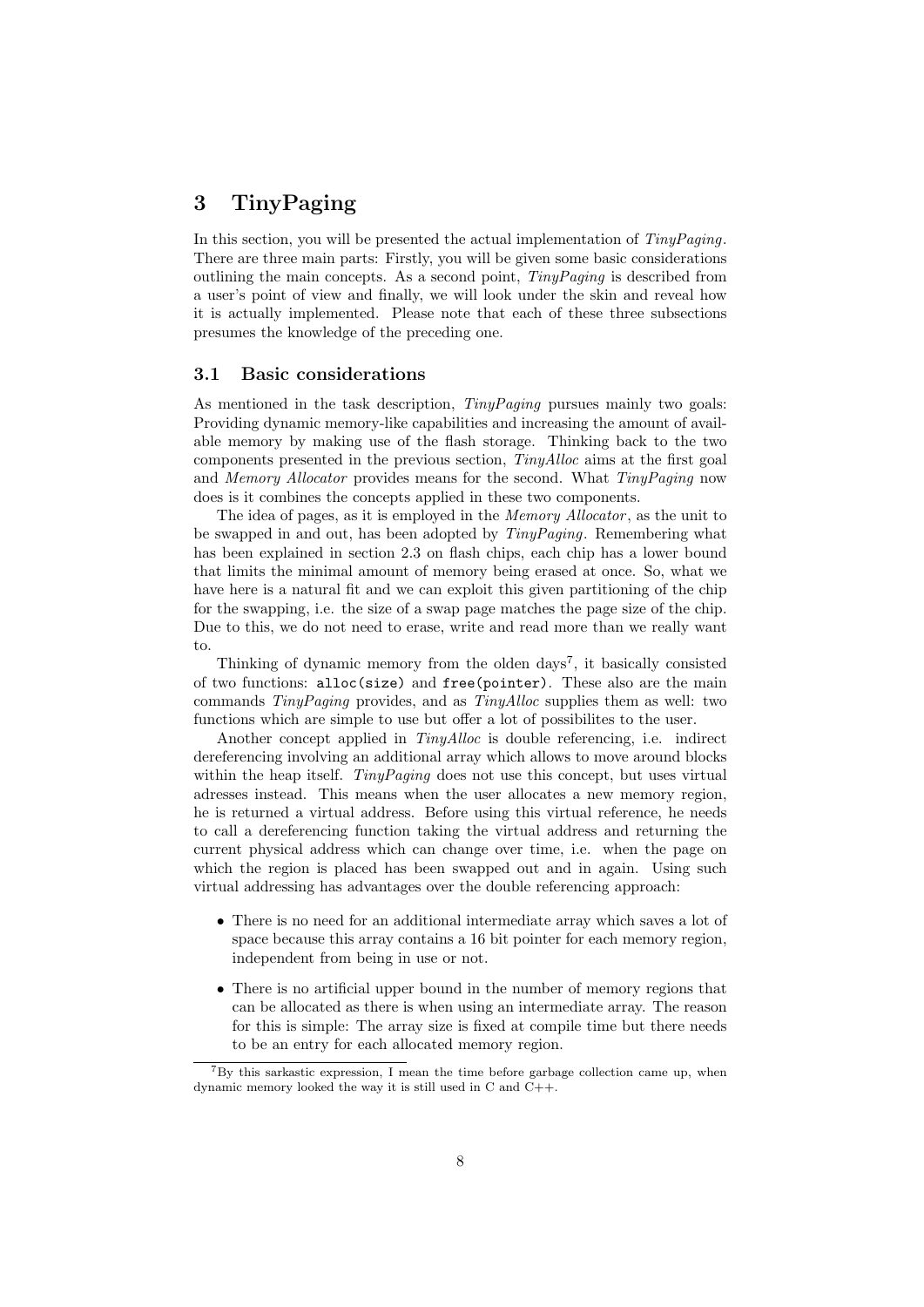# 3 TinyPaging

In this section, you will be presented the actual implementation of *TinyPaging*. There are three main parts: Firstly, you will be given some basic considerations outlining the main concepts. As a second point, *TinyPaging* is described from a user's point of view and finally, we will look under the skin and reveal how it is actually implemented. Please note that each of these three subsections presumes the knowledge of the preceding one.

## 3.1 Basic considerations

As mentioned in the task description, *TinyPaging* pursues mainly two goals: Providing dynamic memory-like capabilities and increasing the amount of available memory by making use of the flash storage. Thinking back to the two components presented in the previous section, *TinyAlloc* aims at the first goal and *Memory Allocator* provides means for the second. What *TinyPaging* now does is it combines the concepts applied in these two components.

The idea of pages, as it is employed in the *Memory Allocator*, as the unit to be swapped in and out, has been adopted by *TinyPaging*. Remembering what has been explained in section 2.3 on flash chips, each chip has a lower bound that limits the minimal amount of memory being erased at once. So, what we have here is a natural fit and we can exploit this given partitioning of the chip for the swapping, i.e. the size of a swap page matches the page size of the chip. Due to this, we do not need to erase, write and read more than we really want to.

Thinking of dynamic memory from the olden days[7], it basically consisted of two functions: `alloc(size)` and `free(pointer)`. These also are the main commands *TinyPaging* provides, and as *TinyAlloc* supplies them as well: two functions which are simple to use but offer a lot of possibilites to the user.

Another concept applied in *TinyAlloc* is double referencing, i.e. indirect dereferencing involving an additional array which allows to move around blocks within the heap itself. *TinyPaging* does not use this concept, but uses virtual adresses instead. This means when the user allocates a new memory region, he is returned a virtual address. Before using this virtual reference, he needs to call a dereferencing function taking the virtual address and returning the current physical address which can change over time, i.e. when the page on which the region is placed has been swapped out and in again. Using such virtual addressing has advantages over the double referencing approach:

- There is no need for an additional intermediate array which saves a lot of space because this array contains a 16 bit pointer for each memory region, independent from being in use or not.
- There is no artificial upper bound in the number of memory regions that can be allocated as there is when using an intermediate array. The reason for this is simple: The array size is fixed at compile time but there needs to be an entry for each allocated memory region.

[7]By this sarkastic expression, I mean the time before garbage collection came up, when dynamic memory looked the way it is still used in C and C++.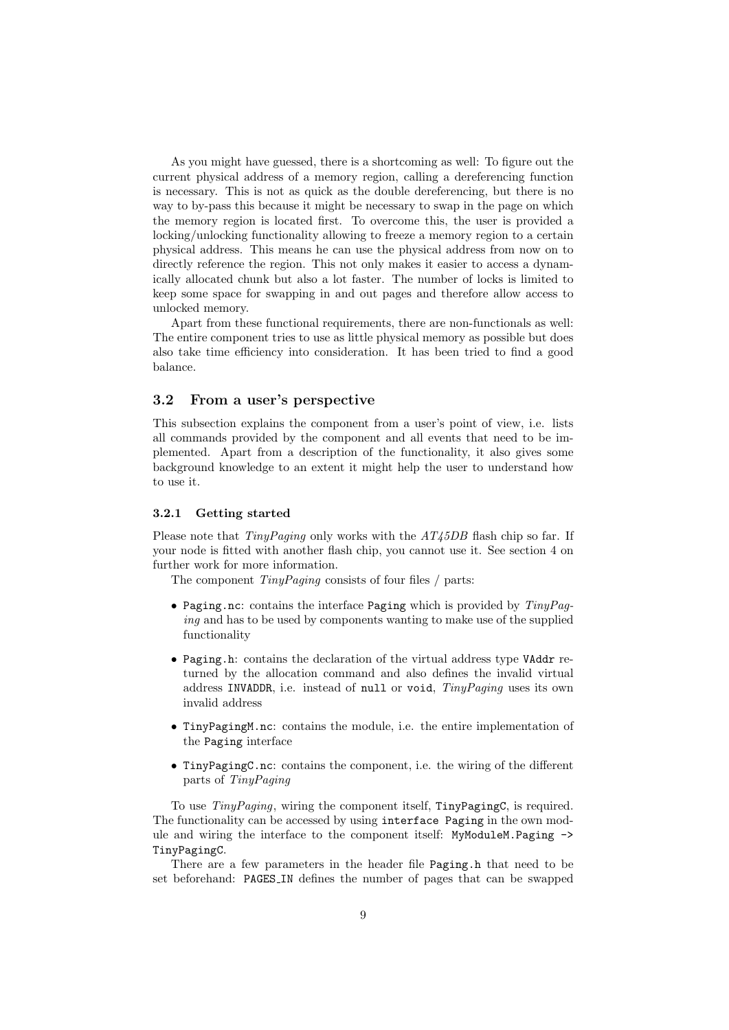As you might have guessed, there is a shortcoming as well: To figure out the current physical address of a memory region, calling a dereferencing function is necessary. This is not as quick as the double dereferencing, but there is no way to by-pass this because it might be necessary to swap in the page on which the memory region is located first. To overcome this, the user is provided a locking/unlocking functionality allowing to freeze a memory region to a certain physical address. This means he can use the physical address from now on to directly reference the region. This not only makes it easier to access a dynamically allocated chunk but also a lot faster. The number of locks is limited to keep some space for swapping in and out pages and therefore allow access to unlocked memory.

Apart from these functional requirements, there are non-functionals as well: The entire component tries to use as little physical memory as possible but does also take time efficiency into consideration. It has been tried to find a good balance.

## 3.2 From a user's perspective

This subsection explains the component from a user's point of view, i.e. lists all commands provided by the component and all events that need to be implemented. Apart from a description of the functionality, it also gives some background knowledge to an extent it might help the user to understand how to use it.

### 3.2.1 Getting started

Please note that *TinyPaging* only works with the *AT45DB* flash chip so far. If your node is fitted with another flash chip, you cannot use it. See section 4 on further work for more information.

The component *TinyPaging* consists of four files / parts:

- `Paging.nc`: contains the interface `Paging` which is provided by *TinyPaging* and has to be used by components wanting to make use of the supplied functionality
- `Paging.h`: contains the declaration of the virtual address type `VAddr` returned by the allocation command and also defines the invalid virtual address `INVADDR`, i.e. instead of `null` or `void`, *TinyPaging* uses its own invalid address
- `TinyPagingM.nc`: contains the module, i.e. the entire implementation of the `Paging` interface
- `TinyPagingC.nc`: contains the component, i.e. the wiring of the different parts of *TinyPaging*

To use *TinyPaging*, wiring the component itself, `TinyPagingC`, is required. The functionality can be accessed by using `interface Paging` in the own module and wiring the interface to the component itself: `MyModuleM.Paging -> TinyPagingC`.

There are a few parameters in the header file `Paging.h` that need to be set beforehand: `PAGES_IN` defines the number of pages that can be swapped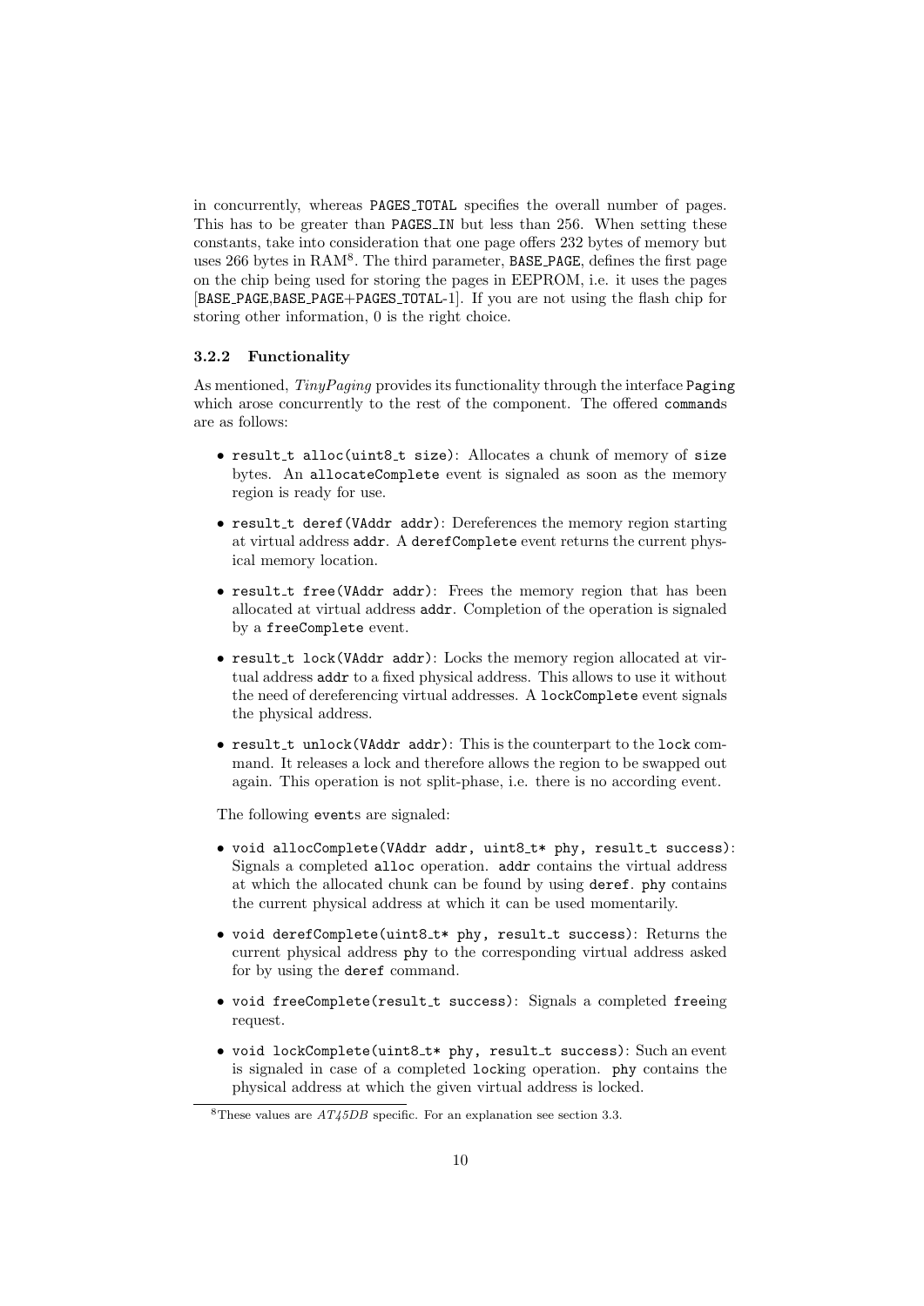in concurrently, whereas `PAGES_TOTAL` specifies the overall number of pages. This has to be greater than `PAGES_IN` but less than 256. When setting these constants, take into consideration that one page offers 232 bytes of memory but uses 266 bytes in RAM[8]. The third parameter, `BASE_PAGE`, defines the first page on the chip being used for storing the pages in EEPROM, i.e. it uses the pages [`BASE_PAGE`,`BASE_PAGE`+`PAGES_TOTAL`-1]. If you are not using the flash chip for storing other information, 0 is the right choice.

### 3.2.2 Functionality

As mentioned, *TinyPaging* provides its functionality through the interface `Paging` which arose concurrently to the rest of the component. The offered `command`s are as follows:

- `result_t alloc(uint8_t size)`: Allocates a chunk of memory of `size` bytes. An `allocateComplete` event is signaled as soon as the memory region is ready for use.
- `result_t deref(VAddr addr)`: Dereferences the memory region starting at virtual address `addr`. A `derefComplete` event returns the current physical memory location.
- `result_t free(VAddr addr)`: Frees the memory region that has been allocated at virtual address `addr`. Completion of the operation is signaled by a `freeComplete` event.
- `result_t lock(VAddr addr)`: Locks the memory region allocated at virtual address `addr` to a fixed physical address. This allows to use it without the need of dereferencing virtual addresses. A `lockComplete` event signals the physical address.
- `result_t unlock(VAddr addr)`: This is the counterpart to the `lock` command. It releases a lock and therefore allows the region to be swapped out again. This operation is not split-phase, i.e. there is no according event.

The following `event`s are signaled:

- `void allocComplete(VAddr addr, uint8_t* phy, result_t success)`: Signals a completed `alloc` operation. `addr` contains the virtual address at which the allocated chunk can be found by using `deref`. `phy` contains the current physical address at which it can be used momentarily.
- `void derefComplete(uint8_t* phy, result_t success)`: Returns the current physical address `phy` to the corresponding virtual address asked for by using the `deref` command.
- `void freeComplete(result_t success)`: Signals a completed `free`ing request.
- `void lockComplete(uint8_t* phy, result_t success)`: Such an event is signaled in case of a completed `lock`ing operation. `phy` contains the physical address at which the given virtual address is locked.

[8] These values are *AT45DB* specific. For an explanation see section 3.3.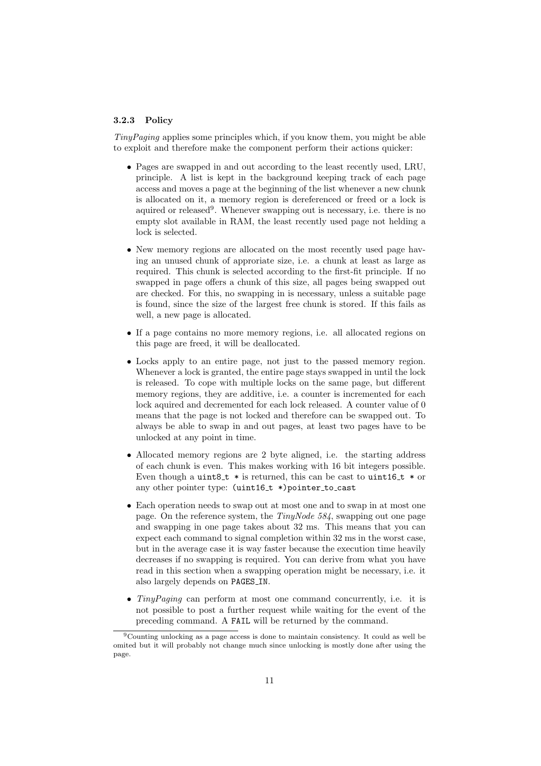### 3.2.3 Policy

*TinyPaging* applies some principles which, if you know them, you might be able to exploit and therefore make the component perform their actions quicker:

- Pages are swapped in and out according to the least recently used, LRU, principle. A list is kept in the background keeping track of each page access and moves a page at the beginning of the list whenever a new chunk is allocated on it, a memory region is dereferenced or freed or a lock is aquired or released[9]. Whenever swapping out is necessary, i.e. there is no empty slot available in RAM, the least recently used page not helding a lock is selected.
- New memory regions are allocated on the most recently used page having an unused chunk of approriate size, i.e. a chunk at least as large as required. This chunk is selected according to the first-fit principle. If no swapped in page offers a chunk of this size, all pages being swapped out are checked. For this, no swapping in is necessary, unless a suitable page is found, since the size of the largest free chunk is stored. If this fails as well, a new page is allocated.
- If a page contains no more memory regions, i.e. all allocated regions on this page are freed, it will be deallocated.
- Locks apply to an entire page, not just to the passed memory region. Whenever a lock is granted, the entire page stays swapped in until the lock is released. To cope with multiple locks on the same page, but different memory regions, they are additive, i.e. a counter is incremented for each lock aquired and decremented for each lock released. A counter value of 0 means that the page is not locked and therefore can be swapped out. To always be able to swap in and out pages, at least two pages have to be unlocked at any point in time.
- Allocated memory regions are 2 byte aligned, i.e. the starting address of each chunk is even. This makes working with 16 bit integers possible. Even though a `uint8_t *` is returned, this can be cast to `uint16_t *` or any other pointer type: `(uint16_t *)pointer_to_cast`
- Each operation needs to swap out at most one and to swap in at most one page. On the reference system, the *TinyNode 584*, swapping out one page and swapping in one page takes about 32 ms. This means that you can expect each command to signal completion within 32 ms in the worst case, but in the average case it is way faster because the execution time heavily decreases if no swapping is required. You can derive from what you have read in this section when a swapping operation might be necessary, i.e. it also largely depends on `PAGES_IN`.
- *TinyPaging* can perform at most one command concurrently, i.e. it is not possible to post a further request while waiting for the event of the preceding command. A `FAIL` will be returned by the command.

[9] Counting unlocking as a page access is done to maintain consistency. It could as well be omited but it will probably not change much since unlocking is mostly done after using the page.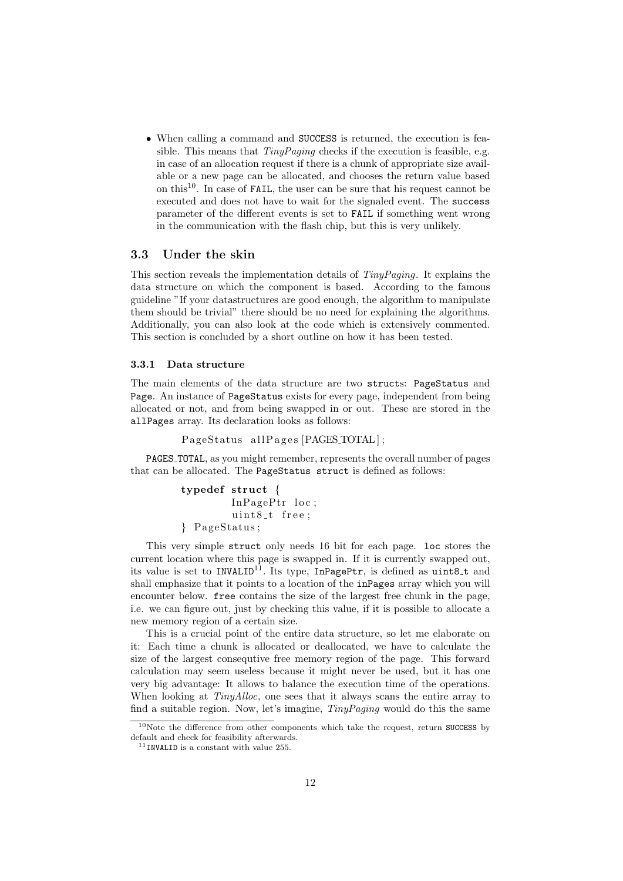- When calling a command and `SUCCESS` is returned, the execution is feasible. This means that *TinyPaging* checks if the execution is feasible, e.g. in case of an allocation request if there is a chunk of appropriate size available or a new page can be allocated, and chooses the return value based on this[10]. In case of `FAIL`, the user can be sure that his request cannot be executed and does not have to wait for the signaled event. The `success` parameter of the different events is set to `FAIL` if something went wrong in the communication with the flash chip, but this is very unlikely.

## 3.3 Under the skin

This section reveals the implementation details of *TinyPaging*. It explains the data structure on which the component is based. According to the famous guideline "If your datastructures are good enough, the algorithm to manipulate them should be trivial" there should be no need for explaining the algorithms. Additionally, you can also look at the code which is extensively commented. This section is concluded by a short outline on how it has been tested.

### 3.3.1 Data structure

The main elements of the data structure are two `struct`s: `PageStatus` and `Page`. An instance of `PageStatus` exists for every page, independent from being allocated or not, and from being swapped in or out. These are stored in the `allPages` array. Its declaration looks as follows:

```
PageStatus allPages[PAGES_TOTAL];
```

`PAGES_TOTAL`, as you might remember, represents the overall number of pages that can be allocated. The `PageStatus struct` is defined as follows:

```
typedef struct {
        InPagePtr loc;
        uint8_t free;
} PageStatus;
```

This very simple `struct` only needs 16 bit for each page. `loc` stores the current location where this page is swapped in. If it is currently swapped out, its value is set to `INVALID`[11]. Its type, `InPagePtr`, is defined as `uint8_t` and shall emphasize that it points to a location of the `inPages` array which you will encounter below. `free` contains the size of the largest free chunk in the page, i.e. we can figure out, just by checking this value, if it is possible to allocate a new memory region of a certain size.

This is a crucial point of the entire data structure, so let me elaborate on it: Each time a chunk is allocated or deallocated, we have to calculate the size of the largest consequtive free memory region of the page. This forward calculation may seem useless because it might never be used, but it has one very big advantage: It allows to balance the execution time of the operations. When looking at *TinyAlloc*, one sees that it always scans the entire array to find a suitable region. Now, let's imagine, *TinyPaging* would do this the same

[10] Note the difference from other components which take the request, return `SUCCESS` by default and check for feasibility afterwards.

[11] `INVALID` is a constant with value 255.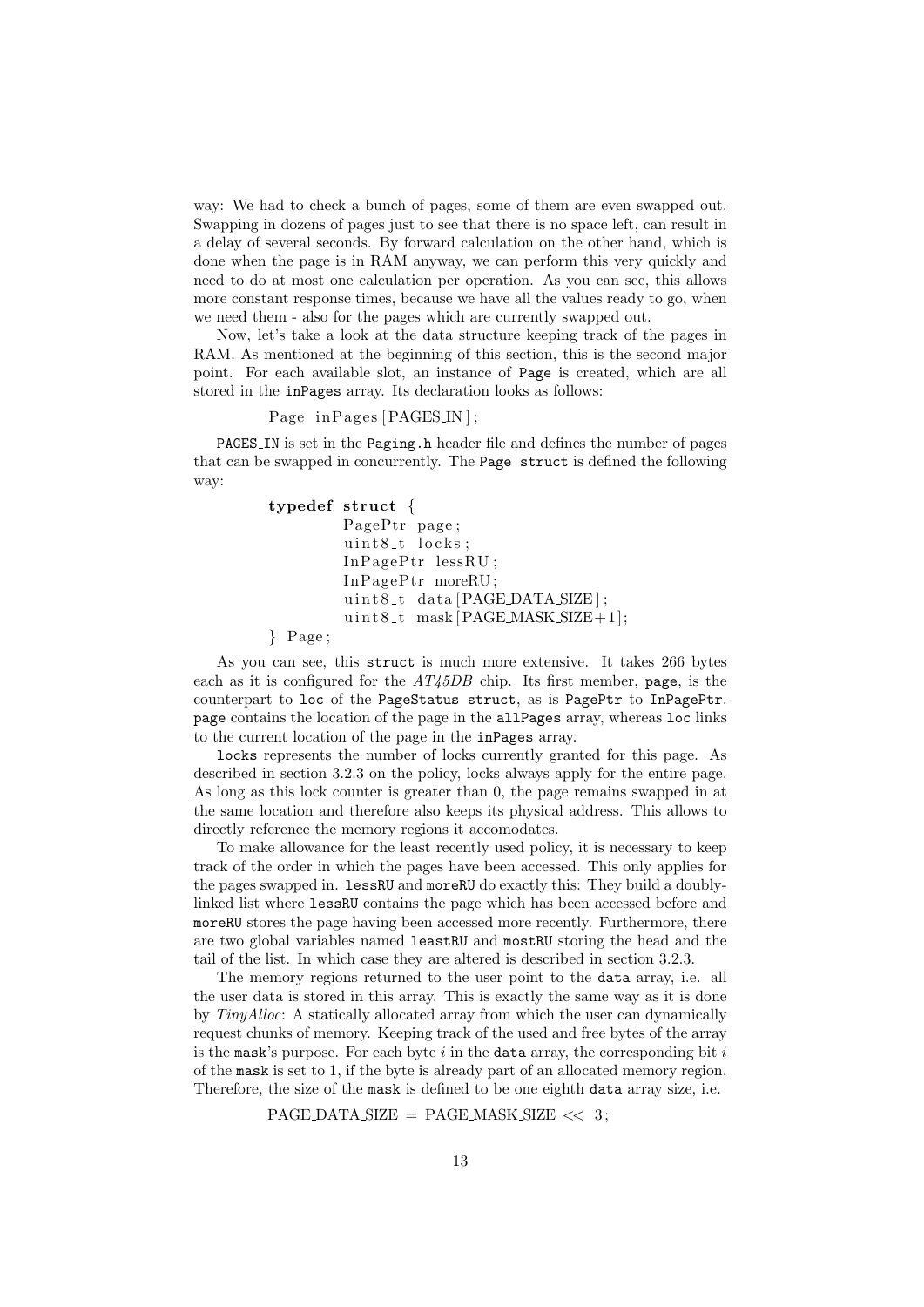way: We had to check a bunch of pages, some of them are even swapped out. Swapping in dozens of pages just to see that there is no space left, can result in a delay of several seconds. By forward calculation on the other hand, which is done when the page is in RAM anyway, we can perform this very quickly and need to do at most one calculation per operation. As you can see, this allows more constant response times, because we have all the values ready to go, when we need them - also for the pages which are currently swapped out.

Now, let's take a look at the data structure keeping track of the pages in RAM. As mentioned at the beginning of this section, this is the second major point. For each available slot, an instance of `Page` is created, which are all stored in the `inPages` array. Its declaration looks as follows:

```
Page inPages[PAGES_IN];
```

`PAGES_IN` is set in the `Paging.h` header file and defines the number of pages that can be swapped in concurrently. The `Page struct` is defined the following way:

```
typedef struct {
        PagePtr page;
        uint8_t locks;
        InPagePtr lessRU;
        InPagePtr moreRU;
        uint8_t data[PAGE_DATA_SIZE];
        uint8_t mask[PAGE_MASK_SIZE+1];
} Page;
```

As you can see, this `struct` is much more extensive. It takes 266 bytes each as it is configured for the *AT45DB* chip. Its first member, `page`, is the counterpart to `loc` of the `PageStatus struct`, as is `PagePtr` to `InPagePtr`. `page` contains the location of the page in the `allPages` array, whereas `loc` links to the current location of the page in the `inPages` array.

`locks` represents the number of locks currently granted for this page. As described in section 3.2.3 on the policy, locks always apply for the entire page. As long as this lock counter is greater than 0, the page remains swapped in at the same location and therefore also keeps its physical address. This allows to directly reference the memory regions it accomodates.

To make allowance for the least recently used policy, it is necessary to keep track of the order in which the pages have been accessed. This only applies for the pages swapped in. `lessRU` and `moreRU` do exactly this: They build a doubly-linked list where `lessRU` contains the page which has been accessed before and `moreRU` stores the page having been accessed more recently. Furthermore, there are two global variables named `leastRU` and `mostRU` storing the head and the tail of the list. In which case they are altered is described in section 3.2.3.

The memory regions returned to the user point to the `data` array, i.e. all the user data is stored in this array. This is exactly the same way as it is done by *TinyAlloc*: A statically allocated array from which the user can dynamically request chunks of memory. Keeping track of the used and free bytes of the array is the `mask`'s purpose. For each byte $i$ in the `data` array, the corresponding bit $i$ of the `mask` is set to 1, if the byte is already part of an allocated memory region. Therefore, the size of the `mask` is defined to be one eighth `data` array size, i.e.

```
PAGE_DATA_SIZE = PAGE_MASK_SIZE << 3;
```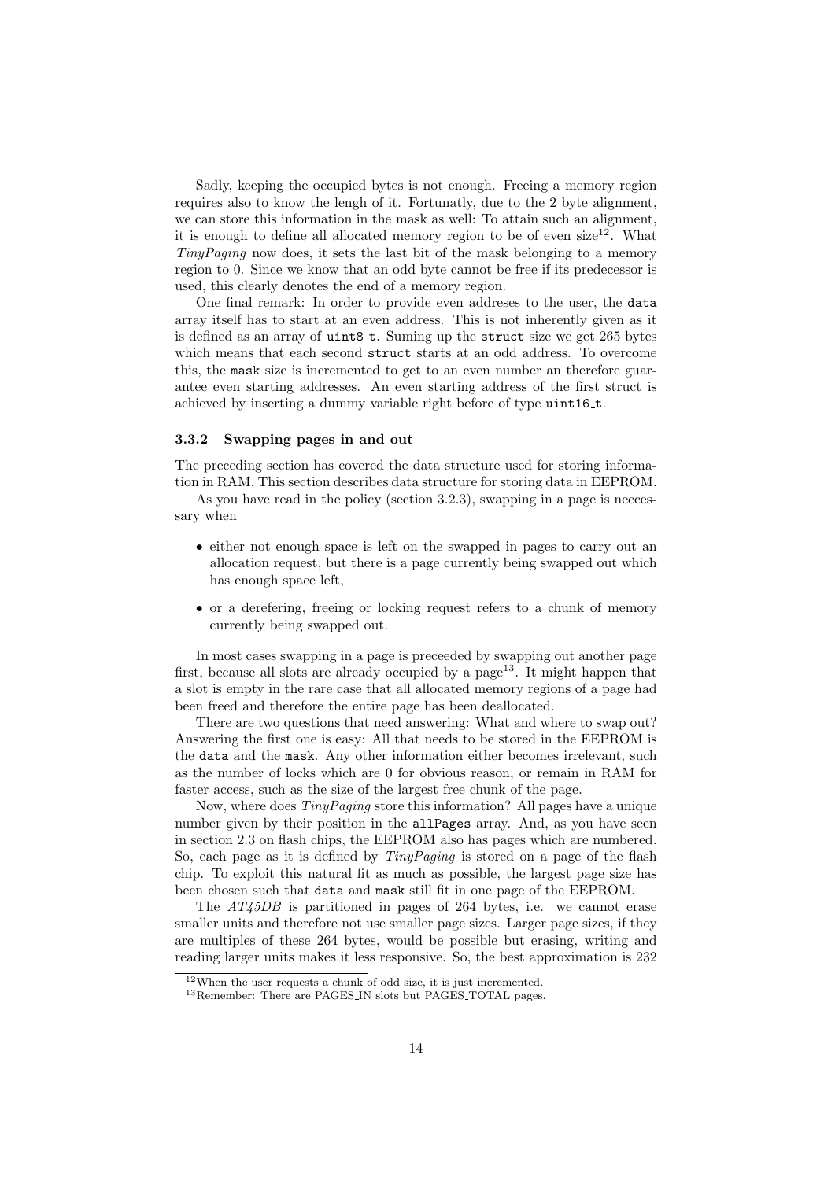Sadly, keeping the occupied bytes is not enough. Freeing a memory region requires also to know the lengh of it. Fortunatly, due to the 2 byte alignment, we can store this information in the mask as well: To attain such an alignment, it is enough to define all allocated memory region to be of even size[12]. What *TinyPaging* now does, it sets the last bit of the mask belonging to a memory region to 0. Since we know that an odd byte cannot be free if its predecessor is used, this clearly denotes the end of a memory region.

One final remark: In order to provide even addreses to the user, the `data` array itself has to start at an even address. This is not inherently given as it is defined as an array of `uint8_t`. Suming up the `struct` size we get 265 bytes which means that each second `struct` starts at an odd address. To overcome this, the `mask` size is incremented to get to an even number an therefore guarantee even starting addresses. An even starting address of the first struct is achieved by inserting a dummy variable right before of type `uint16_t`.

### 3.3.2 Swapping pages in and out

The preceding section has covered the data structure used for storing information in RAM. This section describes data structure for storing data in EEPROM.

As you have read in the policy (section 3.2.3), swapping in a page is neccessary when

- either not enough space is left on the swapped in pages to carry out an allocation request, but there is a page currently being swapped out which has enough space left,
- or a derefering, freeing or locking request refers to a chunk of memory currently being swapped out.

In most cases swapping in a page is preceeded by swapping out another page first, because all slots are already occupied by a page[13]. It might happen that a slot is empty in the rare case that all allocated memory regions of a page had been freed and therefore the entire page has been deallocated.

There are two questions that need answering: What and where to swap out? Answering the first one is easy: All that needs to be stored in the EEPROM is the `data` and the `mask`. Any other information either becomes irrelevant, such as the number of locks which are 0 for obvious reason, or remain in RAM for faster access, such as the size of the largest free chunk of the page.

Now, where does *TinyPaging* store this information? All pages have a unique number given by their position in the `allPages` array. And, as you have seen in section 2.3 on flash chips, the EEPROM also has pages which are numbered. So, each page as it is defined by *TinyPaging* is stored on a page of the flash chip. To exploit this natural fit as much as possible, the largest page size has been chosen such that `data` and `mask` still fit in one page of the EEPROM.

The *AT45DB* is partitioned in pages of 264 bytes, i.e. we cannot erase smaller units and therefore not use smaller page sizes. Larger page sizes, if they are multiples of these 264 bytes, would be possible but erasing, writing and reading larger units makes it less responsive. So, the best approximation is 232

---

[12] When the user requests a chunk of odd size, it is just incremented.

[13] Remember: There are PAGES_IN slots but PAGES_TOTAL pages.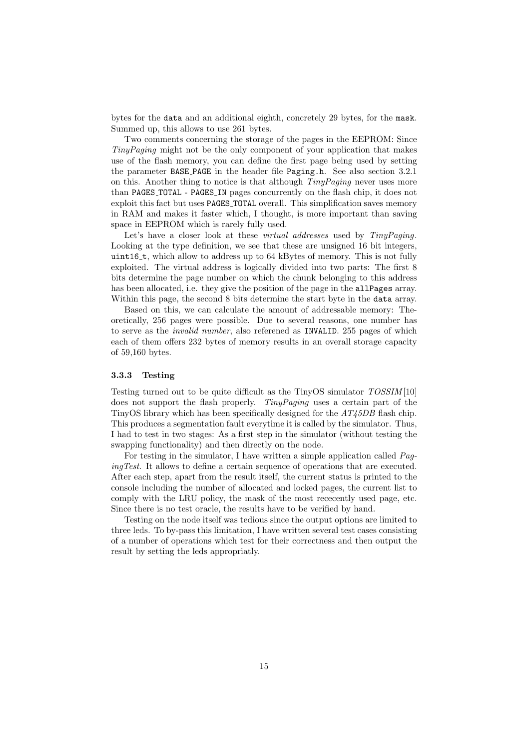bytes for the `data` and an additional eighth, concretely 29 bytes, for the `mask`. Summed up, this allows to use 261 bytes.

Two comments concerning the storage of the pages in the EEPROM: Since *TinyPaging* might not be the only component of your application that makes use of the flash memory, you can define the first page being used by setting the parameter `BASE_PAGE` in the header file `Paging.h`. See also section 3.2.1 on this. Another thing to notice is that although *TinyPaging* never uses more than `PAGES_TOTAL - PAGES_IN` pages concurrently on the flash chip, it does not exploit this fact but uses `PAGES_TOTAL` overall. This simplification saves memory in RAM and makes it faster which, I thought, is more important than saving space in EEPROM which is rarely fully used.

Let's have a closer look at these *virtual addresses* used by *TinyPaging*. Looking at the type definition, we see that these are unsigned 16 bit integers, `uint16_t`, which allow to address up to 64 kBytes of memory. This is not fully exploited. The virtual address is logically divided into two parts: The first 8 bits determine the page number on which the chunk belonging to this address has been allocated, i.e. they give the position of the page in the `allPages` array. Within this page, the second 8 bits determine the start byte in the `data` array.

Based on this, we can calculate the amount of addressable memory: Theoretically, 256 pages were possible. Due to several reasons, one number has to serve as the *invalid number*, also referened as `INVALID`. 255 pages of which each of them offers 232 bytes of memory results in an overall storage capacity of 59,160 bytes.

### 3.3.3 Testing

Testing turned out to be quite difficult as the TinyOS simulator *TOSSIM* [10] does not support the flash properly. *TinyPaging* uses a certain part of the TinyOS library which has been specifically designed for the *AT45DB* flash chip. This produces a segmentation fault everytime it is called by the simulator. Thus, I had to test in two stages: As a first step in the simulator (without testing the swapping functionality) and then directly on the node.

For testing in the simulator, I have written a simple application called *PagingTest*. It allows to define a certain sequence of operations that are executed. After each step, apart from the result itself, the current status is printed to the console including the number of allocated and locked pages, the current list to comply with the LRU policy, the mask of the most rececently used page, etc. Since there is no test oracle, the results have to be verified by hand.

Testing on the node itself was tedious since the output options are limited to three leds. To by-pass this limitation, I have written several test cases consisting of a number of operations which test for their correctness and then output the result by setting the leds appropriatly.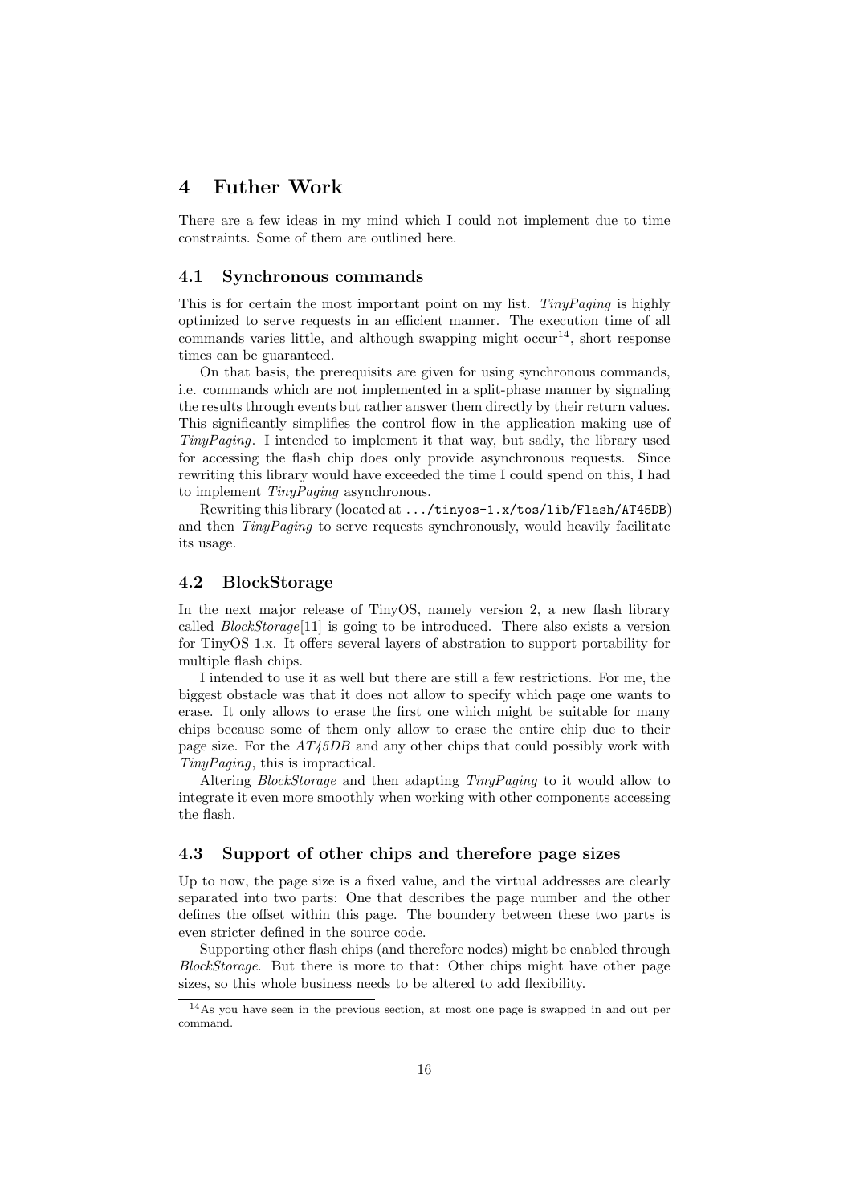# 4 Futher Work

There are a few ideas in my mind which I could not implement due to time constraints. Some of them are outlined here.

## 4.1 Synchronous commands

This is for certain the most important point on my list. *TinyPaging* is highly optimized to serve requests in an efficient manner. The execution time of all commands varies little, and although swapping might occur[14], short response times can be guaranteed.

On that basis, the prerequisits are given for using synchronous commands, i.e. commands which are not implemented in a split-phase manner by signaling the results through events but rather answer them directly by their return values. This significantly simplifies the control flow in the application making use of *TinyPaging*. I intended to implement it that way, but sadly, the library used for accessing the flash chip does only provide asynchronous requests. Since rewriting this library would have exceeded the time I could spend on this, I had to implement *TinyPaging* asynchronous.

Rewriting this library (located at `.../tinyos-1.x/tos/lib/Flash/AT45DB`) and then *TinyPaging* to serve requests synchronously, would heavily facilitate its usage.

## 4.2 BlockStorage

In the next major release of TinyOS, namely version 2, a new flash library called *BlockStorage*[11] is going to be introduced. There also exists a version for TinyOS 1.x. It offers several layers of abstration to support portability for multiple flash chips.

I intended to use it as well but there are still a few restrictions. For me, the biggest obstacle was that it does not allow to specify which page one wants to erase. It only allows to erase the first one which might be suitable for many chips because some of them only allow to erase the entire chip due to their page size. For the *AT45DB* and any other chips that could possibly work with *TinyPaging*, this is impractical.

Altering *BlockStorage* and then adapting *TinyPaging* to it would allow to integrate it even more smoothly when working with other components accessing the flash.

## 4.3 Support of other chips and therefore page sizes

Up to now, the page size is a fixed value, and the virtual addresses are clearly separated into two parts: One that describes the page number and the other defines the offset within this page. The boundery between these two parts is even stricter defined in the source code.

Supporting other flash chips (and therefore nodes) might be enabled through *BlockStorage*. But there is more to that: Other chips might have other page sizes, so this whole business needs to be altered to add flexibility.

[14] As you have seen in the previous section, at most one page is swapped in and out per command.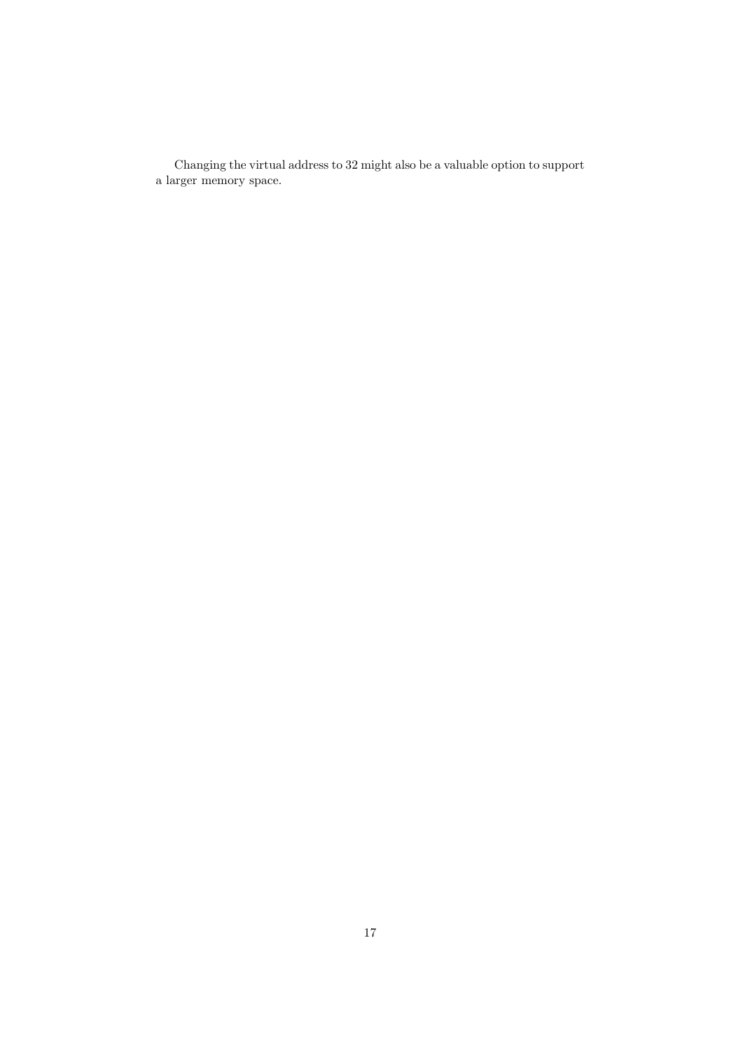Changing the virtual address to 32 might also be a valuable option to support a larger memory space.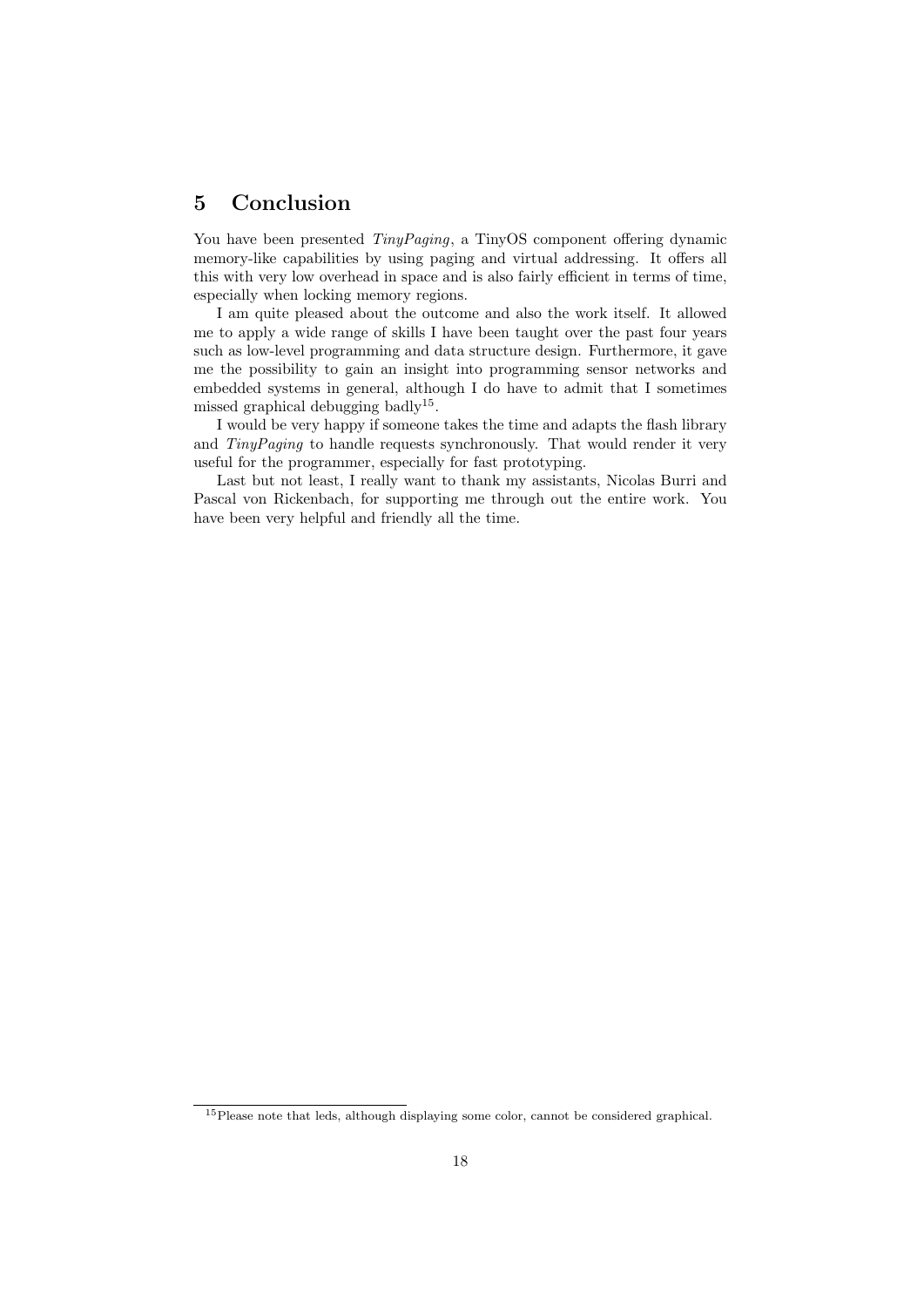## 5 Conclusion

You have been presented *TinyPaging*, a TinyOS component offering dynamic memory-like capabilities by using paging and virtual addressing. It offers all this with very low overhead in space and is also fairly efficient in terms of time, especially when locking memory regions.

I am quite pleased about the outcome and also the work itself. It allowed me to apply a wide range of skills I have been taught over the past four years such as low-level programming and data structure design. Furthermore, it gave me the possibility to gain an insight into programming sensor networks and embedded systems in general, although I do have to admit that I sometimes missed graphical debugging badly[15].

I would be very happy if someone takes the time and adapts the flash library and *TinyPaging* to handle requests synchronously. That would render it very useful for the programmer, especially for fast prototyping.

Last but not least, I really want to thank my assistants, Nicolas Burri and Pascal von Rickenbach, for supporting me through out the entire work. You have been very helpful and friendly all the time.

[15] Please note that leds, although displaying some color, cannot be considered graphical.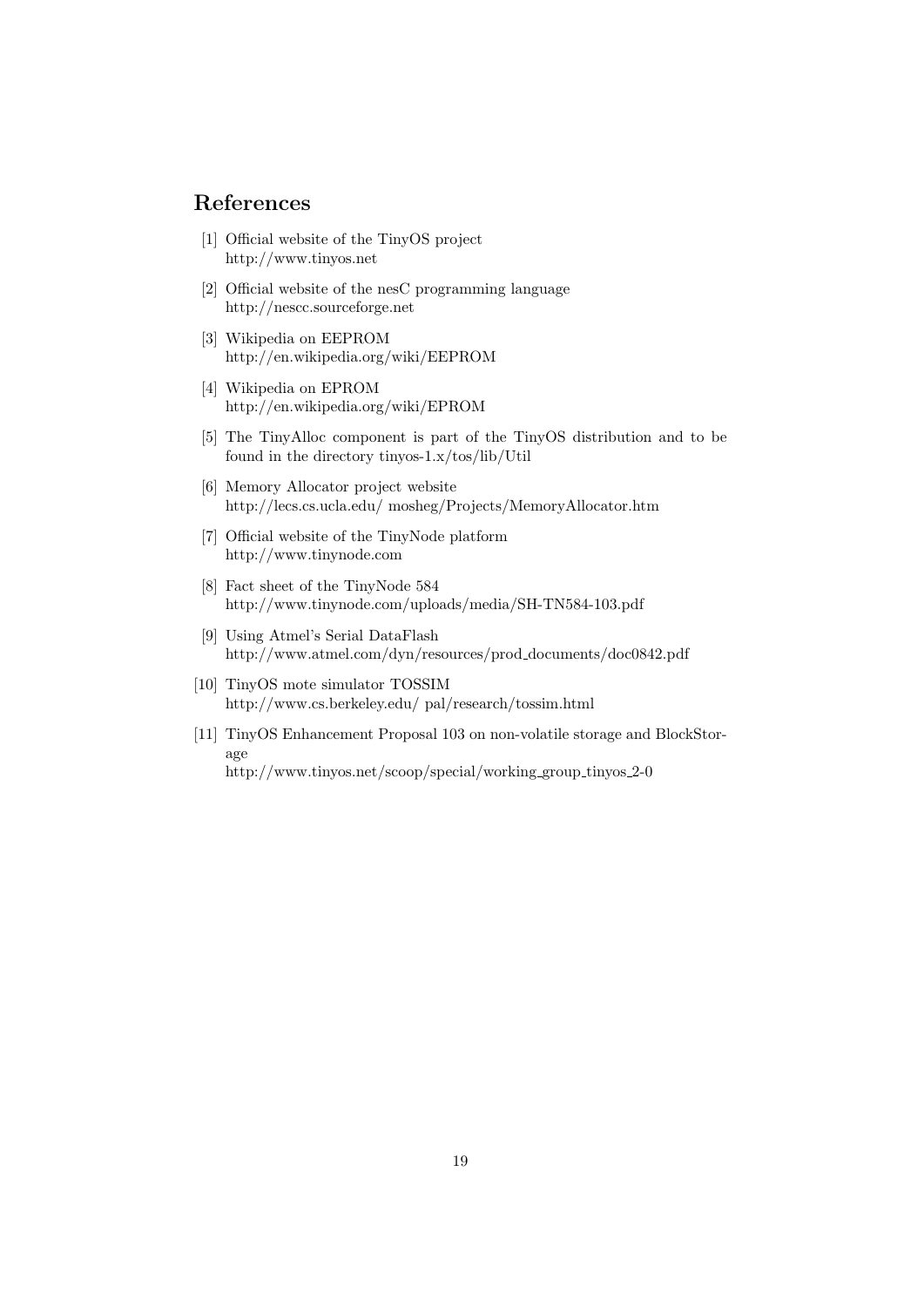## References

[1] Official website of the TinyOS project
http://www.tinyos.net

[2] Official website of the nesC programming language
http://nescc.sourceforge.net

[3] Wikipedia on EEPROM
http://en.wikipedia.org/wiki/EEPROM

[4] Wikipedia on EPROM
http://en.wikipedia.org/wiki/EPROM

[5] The TinyAlloc component is part of the TinyOS distribution and to be found in the directory tinyos-1.x/tos/lib/Util

[6] Memory Allocator project website
http://lecs.cs.ucla.edu/ mosheg/Projects/MemoryAllocator.htm

[7] Official website of the TinyNode platform
http://www.tinynode.com

[8] Fact sheet of the TinyNode 584
http://www.tinynode.com/uploads/media/SH-TN584-103.pdf

[9] Using Atmel's Serial DataFlash
http://www.atmel.com/dyn/resources/prod_documents/doc0842.pdf

[10] TinyOS mote simulator TOSSIM
http://www.cs.berkeley.edu/ pal/research/tossim.html

[11] TinyOS Enhancement Proposal 103 on non-volatile storage and BlockStorage
http://www.tinyos.net/scoop/special/working_group_tinyos_2-0